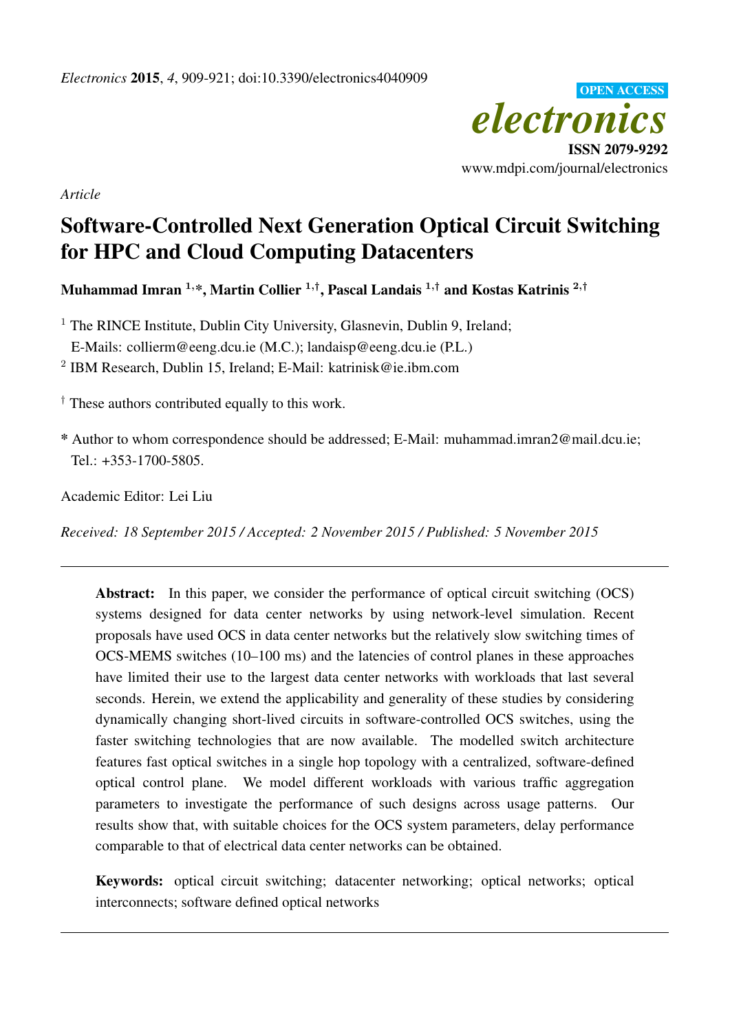*Electronics* **2015**, *4*, 909-921; doi:10.3390/electronics4040909

OPEN ACCESS

*electronics*

**ISSN 2079-9292**

www.mdpi.com/journal/electronics

*Article*

# Software-Controlled Next Generation Optical Circuit Switching for HPC and Cloud Computing Datacenters

**Muhammad Imran [1,*], Martin Collier [1,†], Pascal Landais [1,†] and Kostas Katrinis [2,†]**

[1] The RINCE Institute, Dublin City University, Glasnevin, Dublin 9, Ireland;
E-Mails: collierm@eeng.dcu.ie (M.C.); landaisp@eeng.dcu.ie (P.L.)

[2] IBM Research, Dublin 15, Ireland; E-Mail: katrinisk@ie.ibm.com

[†] These authors contributed equally to this work.

* Author to whom correspondence should be addressed; E-Mail: muhammad.imran2@mail.dcu.ie; Tel.: +353-1700-5805.

Academic Editor: Lei Liu

*Received: 18 September 2015 / Accepted: 2 November 2015 / Published: 5 November 2015*

---

**Abstract:** In this paper, we consider the performance of optical circuit switching (OCS) systems designed for data center networks by using network-level simulation. Recent proposals have used OCS in data center networks but the relatively slow switching times of OCS-MEMS switches (10–100 ms) and the latencies of control planes in these approaches have limited their use to the largest data center networks with workloads that last several seconds. Herein, we extend the applicability and generality of these studies by considering dynamically changing short-lived circuits in software-controlled OCS switches, using the faster switching technologies that are now available. The modelled switch architecture features fast optical switches in a single hop topology with a centralized, software-defined optical control plane. We model different workloads with various traffic aggregation parameters to investigate the performance of such designs across usage patterns. Our results show that, with suitable choices for the OCS system parameters, delay performance comparable to that of electrical data center networks can be obtained.

**Keywords:** optical circuit switching; datacenter networking; optical networks; optical interconnects; software defined optical networks

---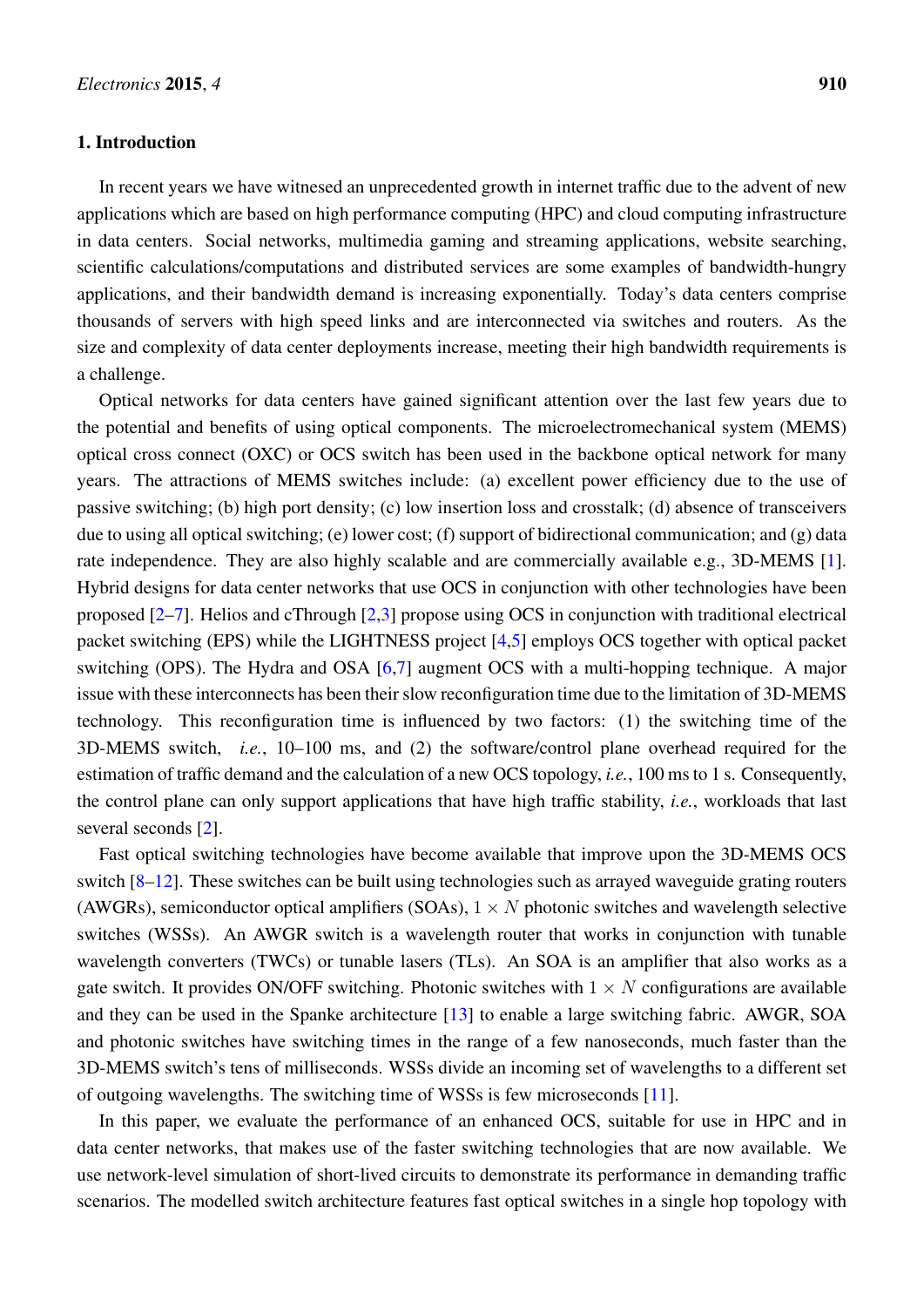## 1. Introduction

In recent years we have witnesed an unprecedented growth in internet traffic due to the advent of new applications which are based on high performance computing (HPC) and cloud computing infrastructure in data centers. Social networks, multimedia gaming and streaming applications, website searching, scientific calculations/computations and distributed services are some examples of bandwidth-hungry applications, and their bandwidth demand is increasing exponentially. Today's data centers comprise thousands of servers with high speed links and are interconnected via switches and routers. As the size and complexity of data center deployments increase, meeting their high bandwidth requirements is a challenge.

Optical networks for data centers have gained significant attention over the last few years due to the potential and benefits of using optical components. The microelectromechanical system (MEMS) optical cross connect (OXC) or OCS switch has been used in the backbone optical network for many years. The attractions of MEMS switches include: (a) excellent power efficiency due to the use of passive switching; (b) high port density; (c) low insertion loss and crosstalk; (d) absence of transceivers due to using all optical switching; (e) lower cost; (f) support of bidirectional communication; and (g) data rate independence. They are also highly scalable and are commercially available e.g., 3D-MEMS [1]. Hybrid designs for data center networks that use OCS in conjunction with other technologies have been proposed [2–7]. Helios and cThrough [2,3] propose using OCS in conjunction with traditional electrical packet switching (EPS) while the LIGHTNESS project [4,5] employs OCS together with optical packet switching (OPS). The Hydra and OSA [6,7] augment OCS with a multi-hopping technique. A major issue with these interconnects has been their slow reconfiguration time due to the limitation of 3D-MEMS technology. This reconfiguration time is influenced by two factors: (1) the switching time of the 3D-MEMS switch, *i.e.*, 10–100 ms, and (2) the software/control plane overhead required for the estimation of traffic demand and the calculation of a new OCS topology, *i.e.*, 100 ms to 1 s. Consequently, the control plane can only support applications that have high traffic stability, *i.e.*, workloads that last several seconds [2].

Fast optical switching technologies have become available that improve upon the 3D-MEMS OCS switch [8–12]. These switches can be built using technologies such as arrayed waveguide grating routers (AWGRs), semiconductor optical amplifiers (SOAs), $1 \times N$ photonic switches and wavelength selective switches (WSSs). An AWGR switch is a wavelength router that works in conjunction with tunable wavelength converters (TWCs) or tunable lasers (TLs). An SOA is an amplifier that also works as a gate switch. It provides ON/OFF switching. Photonic switches with $1 \times N$ configurations are available and they can be used in the Spanke architecture [13] to enable a large switching fabric. AWGR, SOA and photonic switches have switching times in the range of a few nanoseconds, much faster than the 3D-MEMS switch's tens of milliseconds. WSSs divide an incoming set of wavelengths to a different set of outgoing wavelengths. The switching time of WSSs is few microseconds [11].

In this paper, we evaluate the performance of an enhanced OCS, suitable for use in HPC and in data center networks, that makes use of the faster switching technologies that are now available. We use network-level simulation of short-lived circuits to demonstrate its performance in demanding traffic scenarios. The modelled switch architecture features fast optical switches in a single hop topology with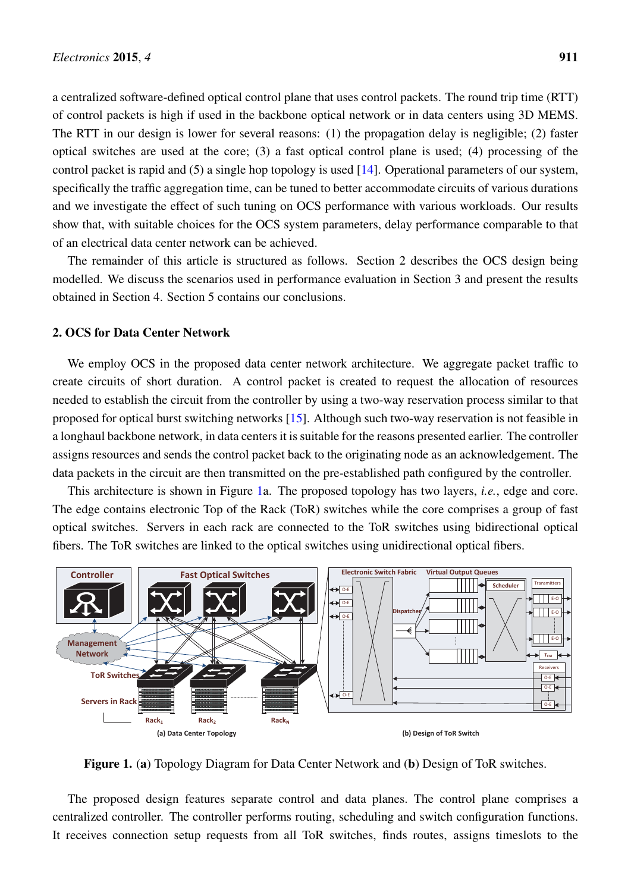a centralized software-defined optical control plane that uses control packets. The round trip time (RTT) of control packets is high if used in the backbone optical network or in data centers using 3D MEMS. The RTT in our design is lower for several reasons: (1) the propagation delay is negligible; (2) faster optical switches are used at the core; (3) a fast optical control plane is used; (4) processing of the control packet is rapid and (5) a single hop topology is used [14]. Operational parameters of our system, specifically the traffic aggregation time, can be tuned to better accommodate circuits of various durations and we investigate the effect of such tuning on OCS performance with various workloads. Our results show that, with suitable choices for the OCS system parameters, delay performance comparable to that of an electrical data center network can be achieved.

The remainder of this article is structured as follows. Section 2 describes the OCS design being modelled. We discuss the scenarios used in performance evaluation in Section 3 and present the results obtained in Section 4. Section 5 contains our conclusions.

## 2. OCS for Data Center Network

We employ OCS in the proposed data center network architecture. We aggregate packet traffic to create circuits of short duration. A control packet is created to request the allocation of resources needed to establish the circuit from the controller by using a two-way reservation process similar to that proposed for optical burst switching networks [15]. Although such two-way reservation is not feasible in a longhaul backbone network, in data centers it is suitable for the reasons presented earlier. The controller assigns resources and sends the control packet back to the originating node as an acknowledgement. The data packets in the circuit are then transmitted on the pre-established path configured by the controller.

This architecture is shown in Figure 1a. The proposed topology has two layers, *i.e.*, edge and core. The edge contains electronic Top of the Rack (ToR) switches while the core comprises a group of fast optical switches. Servers in each rack are connected to the ToR switches using bidirectional optical fibers. The ToR switches are linked to the optical switches using unidirectional optical fibers.

**Figure 1.** (**a**) Topology Diagram for Data Center Network and (**b**) Design of ToR switches.

The proposed design features separate control and data planes. The control plane comprises a centralized controller. The controller performs routing, scheduling and switch configuration functions. It receives connection setup requests from all ToR switches, finds routes, assigns timeslots to the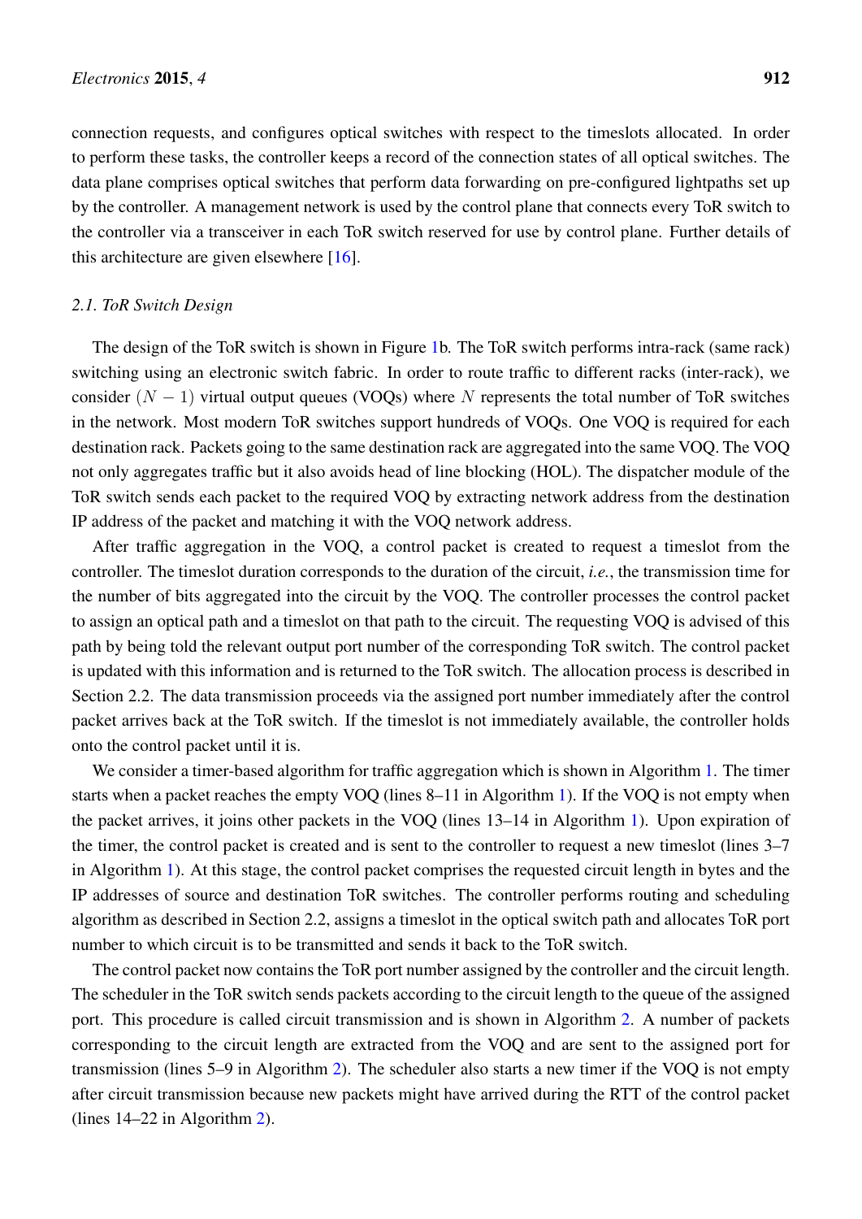connection requests, and configures optical switches with respect to the timeslots allocated. In order to perform these tasks, the controller keeps a record of the connection states of all optical switches. The data plane comprises optical switches that perform data forwarding on pre-configured lightpaths set up by the controller. A management network is used by the control plane that connects every ToR switch to the controller via a transceiver in each ToR switch reserved for use by control plane. Further details of this architecture are given elsewhere [16].

### *2.1. ToR Switch Design*

The design of the ToR switch is shown in Figure 1b. The ToR switch performs intra-rack (same rack) switching using an electronic switch fabric. In order to route traffic to different racks (inter-rack), we consider $(N - 1)$ virtual output queues (VOQs) where $N$ represents the total number of ToR switches in the network. Most modern ToR switches support hundreds of VOQs. One VOQ is required for each destination rack. Packets going to the same destination rack are aggregated into the same VOQ. The VOQ not only aggregates traffic but it also avoids head of line blocking (HOL). The dispatcher module of the ToR switch sends each packet to the required VOQ by extracting network address from the destination IP address of the packet and matching it with the VOQ network address.

After traffic aggregation in the VOQ, a control packet is created to request a timeslot from the controller. The timeslot duration corresponds to the duration of the circuit, *i.e.*, the transmission time for the number of bits aggregated into the circuit by the VOQ. The controller processes the control packet to assign an optical path and a timeslot on that path to the circuit. The requesting VOQ is advised of this path by being told the relevant output port number of the corresponding ToR switch. The control packet is updated with this information and is returned to the ToR switch. The allocation process is described in Section 2.2. The data transmission proceeds via the assigned port number immediately after the control packet arrives back at the ToR switch. If the timeslot is not immediately available, the controller holds onto the control packet until it is.

We consider a timer-based algorithm for traffic aggregation which is shown in Algorithm 1. The timer starts when a packet reaches the empty VOQ (lines 8–11 in Algorithm 1). If the VOQ is not empty when the packet arrives, it joins other packets in the VOQ (lines 13–14 in Algorithm 1). Upon expiration of the timer, the control packet is created and is sent to the controller to request a new timeslot (lines 3–7 in Algorithm 1). At this stage, the control packet comprises the requested circuit length in bytes and the IP addresses of source and destination ToR switches. The controller performs routing and scheduling algorithm as described in Section 2.2, assigns a timeslot in the optical switch path and allocates ToR port number to which circuit is to be transmitted and sends it back to the ToR switch.

The control packet now contains the ToR port number assigned by the controller and the circuit length. The scheduler in the ToR switch sends packets according to the circuit length to the queue of the assigned port. This procedure is called circuit transmission and is shown in Algorithm 2. A number of packets corresponding to the circuit length are extracted from the VOQ and are sent to the assigned port for transmission (lines 5–9 in Algorithm 2). The scheduler also starts a new timer if the VOQ is not empty after circuit transmission because new packets might have arrived during the RTT of the control packet (lines 14–22 in Algorithm 2).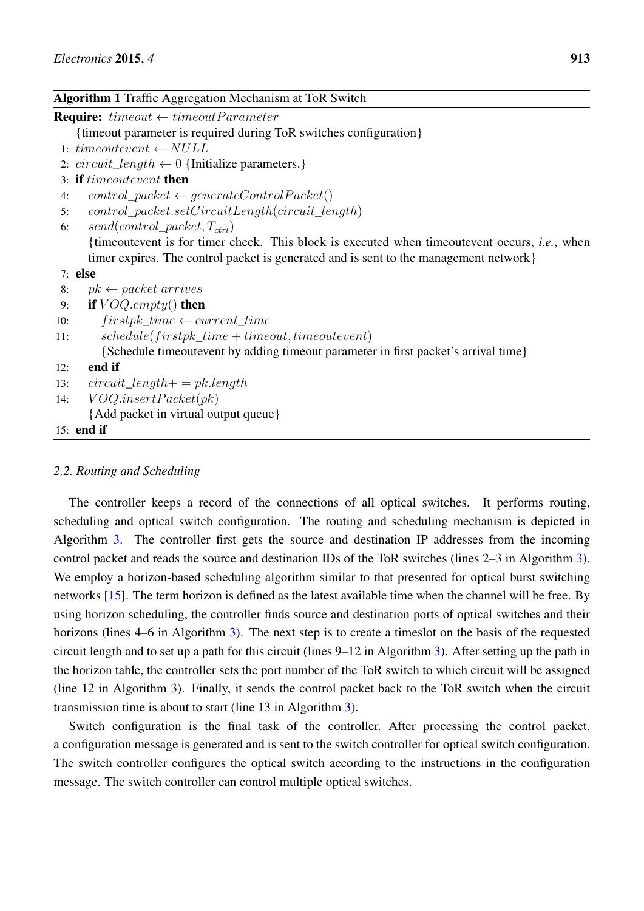**Algorithm 1** Traffic Aggregation Mechanism at ToR Switch

```
Require: timeout ← timeoutParameter
    {timeout parameter is required during ToR switches configuration}
 1: timeoutevent ← NULL
 2: circuit_length ← 0 {Initialize parameters.}
 3: if timeoutevent then
 4:    control_packet ← generateControlPacket()
 5:    control_packet.setCircuitLength(circuit_length)
 6:    send(control_packet, T_ctrl)
       {timeoutevent is for timer check. This block is executed when timeoutevent occurs, i.e., when
       timer expires. The control packet is generated and is sent to the management network}
 7: else
 8:    pk ← packet arrives
 9:    if VOQ.empty() then
10:       firstpk_time ← current_time
11:       schedule(firstpk_time + timeout, timeoutevent)
          {Schedule timeoutevent by adding timeout parameter in first packet's arrival time}
12:    end if
13:    circuit_length+ = pk.length
14:    VOQ.insertPacket(pk)
       {Add packet in virtual output queue}
15: end if
```

### 2.2. Routing and Scheduling

The controller keeps a record of the connections of all optical switches. It performs routing, scheduling and optical switch configuration. The routing and scheduling mechanism is depicted in Algorithm 3. The controller first gets the source and destination IP addresses from the incoming control packet and reads the source and destination IDs of the ToR switches (lines 2–3 in Algorithm 3). We employ a horizon-based scheduling algorithm similar to that presented for optical burst switching networks [15]. The term horizon is defined as the latest available time when the channel will be free. By using horizon scheduling, the controller finds source and destination ports of optical switches and their horizons (lines 4–6 in Algorithm 3). The next step is to create a timeslot on the basis of the requested circuit length and to set up a path for this circuit (lines 9–12 in Algorithm 3). After setting up the path in the horizon table, the controller sets the port number of the ToR switch to which circuit will be assigned (line 12 in Algorithm 3). Finally, it sends the control packet back to the ToR switch when the circuit transmission time is about to start (line 13 in Algorithm 3).

Switch configuration is the final task of the controller. After processing the control packet, a configuration message is generated and is sent to the switch controller for optical switch configuration. The switch controller configures the optical switch according to the instructions in the configuration message. The switch controller can control multiple optical switches.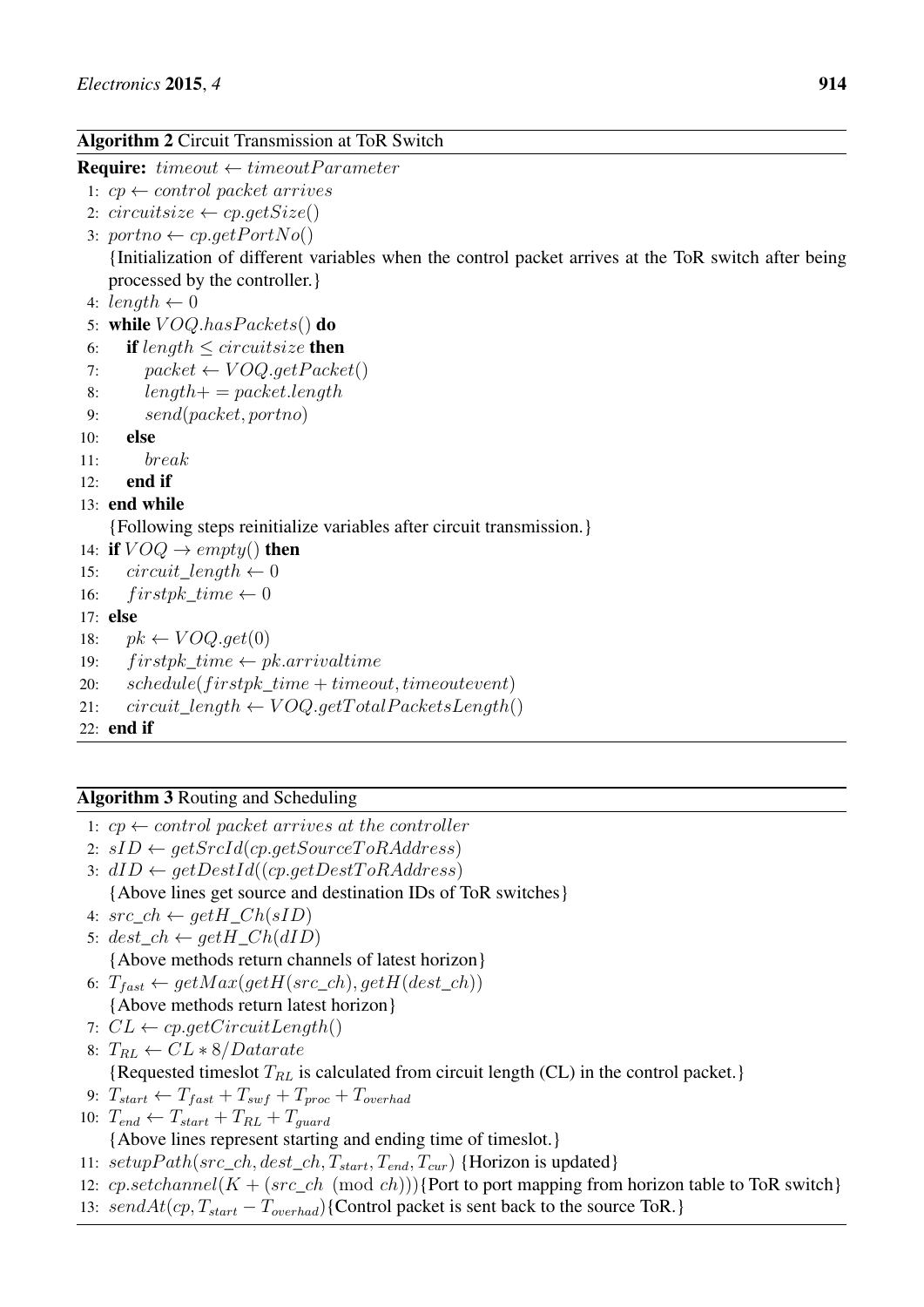**Algorithm 2** Circuit Transmission at ToR Switch

**Require:** $timeout \leftarrow timeoutParameter$

1: $cp \leftarrow control\ packet\ arrives$
2: $circuitsize \leftarrow cp.getSize()$
3: $portno \leftarrow cp.getPortNo()$
{Initialization of different variables when the control packet arrives at the ToR switch after being processed by the controller.}
4: $length \leftarrow 0$
5: **while** $VOQ.hasPackets()$ **do**
6: **if** $length \leq circuitsize$ **then**
7: $packet \leftarrow VOQ.getPacket()$
8: $length += packet.length$
9: $send(packet, portno)$
10: **else**
11: $break$
12: **end if**
13: **end while**
{Following steps reinitialize variables after circuit transmission.}
14: **if** $VOQ \rightarrow empty()$ **then**
15: $circuit\_length \leftarrow 0$
16: $firstpk\_time \leftarrow 0$
17: **else**
18: $pk \leftarrow VOQ.get(0)$
19: $firstpk\_time \leftarrow pk.arrivaltime$
20: $schedule(firstpk\_time + timeout, timeoutevent)$
21: $circuit\_length \leftarrow VOQ.getTotalPacketsLength()$
22: **end if**

**Algorithm 3** Routing and Scheduling

1: $cp \leftarrow control\ packet\ arrives\ at\ the\ controller$
2: $sID \leftarrow getSrcId(cp.getSourceToRAddress)$
3: $dID \leftarrow getDestId((cp.getDestToRAddress)$
{Above lines get source and destination IDs of ToR switches}
4: $src\_ch \leftarrow getH\_Ch(sID)$
5: $dest\_ch \leftarrow getH\_Ch(dID)$
{Above methods return channels of latest horizon}
6: $T_{fast} \leftarrow getMax(getH(src\_ch), getH(dest\_ch))$
{Above methods return latest horizon}
7: $CL \leftarrow cp.getCircuitLength()$
8: $T_{RL} \leftarrow CL * 8/Datarate$
{Requested timeslot $T_{RL}$ is calculated from circuit length (CL) in the control packet.}
9: $T_{start} \leftarrow T_{fast} + T_{swf} + T_{proc} + T_{overhad}$
10: $T_{end} \leftarrow T_{start} + T_{RL} + T_{guard}$
{Above lines represent starting and ending time of timeslot.}
11: $setupPath(src\_ch, dest\_ch, T_{start}, T_{end}, T_{cur})$ {Horizon is updated}
12: $cp.setchannel(K + (src\_ch \pmod{ch}))$ {Port to port mapping from horizon table to ToR switch}
13: $sendAt(cp, T_{start} - T_{overhad})$ {Control packet is sent back to the source ToR.}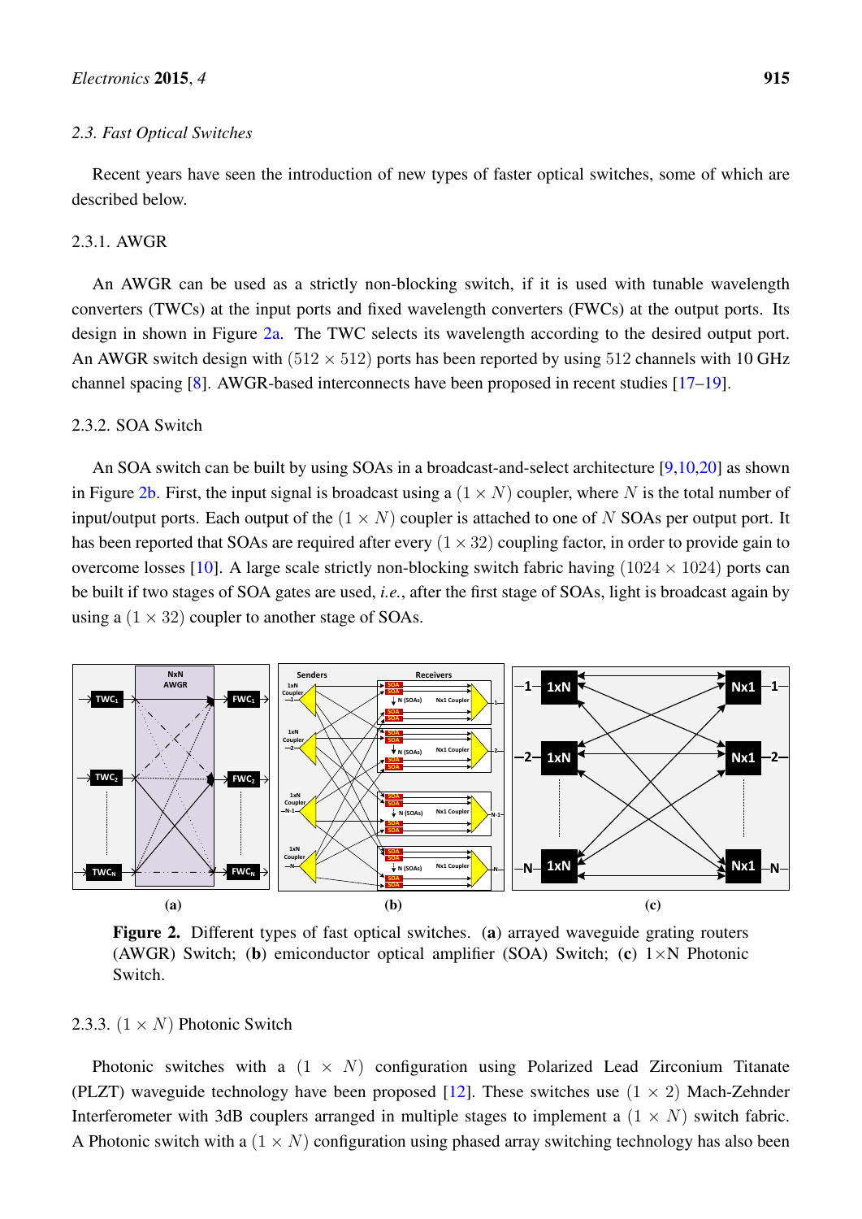### 2.3. Fast Optical Switches

Recent years have seen the introduction of new types of faster optical switches, some of which are described below.

#### 2.3.1. AWGR

An AWGR can be used as a strictly non-blocking switch, if it is used with tunable wavelength converters (TWCs) at the input ports and fixed wavelength converters (FWCs) at the output ports. Its design in shown in Figure 2a. The TWC selects its wavelength according to the desired output port. An AWGR switch design with $(512 \times 512)$ ports has been reported by using 512 channels with 10 GHz channel spacing [8]. AWGR-based interconnects have been proposed in recent studies [17–19].

#### 2.3.2. SOA Switch

An SOA switch can be built by using SOAs in a broadcast-and-select architecture [9,10,20] as shown in Figure 2b. First, the input signal is broadcast using a $(1 \times N)$ coupler, where $N$ is the total number of input/output ports. Each output of the $(1 \times N)$ coupler is attached to one of $N$ SOAs per output port. It has been reported that SOAs are required after every $(1 \times 32)$ coupling factor, in order to provide gain to overcome losses [10]. A large scale strictly non-blocking switch fabric having $(1024 \times 1024)$ ports can be built if two stages of SOA gates are used, *i.e.*, after the first stage of SOAs, light is broadcast again by using a $(1 \times 32)$ coupler to another stage of SOAs.

**Figure 2.** Different types of fast optical switches. (**a**) arrayed waveguide grating routers (AWGR) Switch; (**b**) emiconductor optical amplifier (SOA) Switch; (**c**) 1×N Photonic Switch.

#### 2.3.3. $(1 \times N)$ Photonic Switch

Photonic switches with a $(1 \times N)$ configuration using Polarized Lead Zirconium Titanate (PLZT) waveguide technology have been proposed [12]. These switches use $(1 \times 2)$ Mach-Zehnder Interferometer with 3dB couplers arranged in multiple stages to implement a $(1 \times N)$ switch fabric. A Photonic switch with a $(1 \times N)$ configuration using phased array switching technology has also been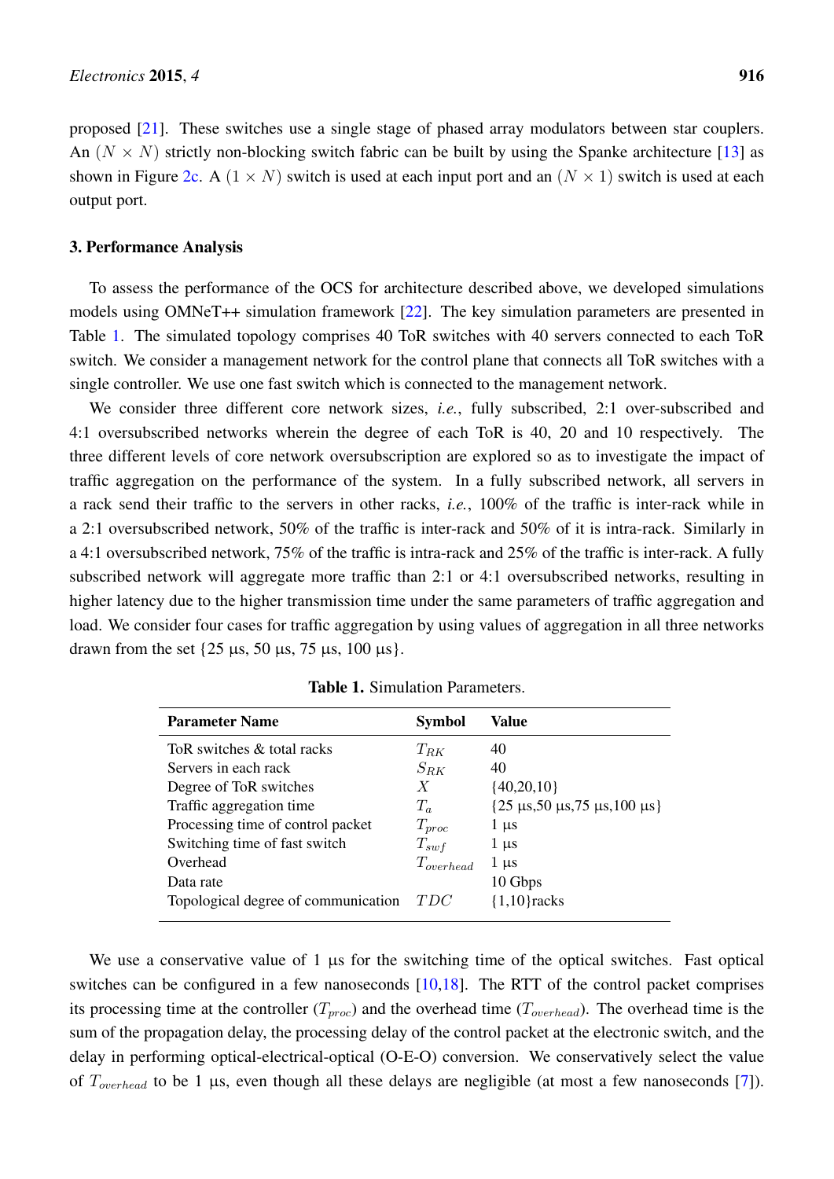proposed [21]. These switches use a single stage of phased array modulators between star couplers. An $(N \times N)$ strictly non-blocking switch fabric can be built by using the Spanke architecture [13] as shown in Figure 2c. A $(1 \times N)$ switch is used at each input port and an $(N \times 1)$ switch is used at each output port.

## 3. Performance Analysis

To assess the performance of the OCS for architecture described above, we developed simulations models using OMNeT++ simulation framework [22]. The key simulation parameters are presented in Table 1. The simulated topology comprises 40 ToR switches with 40 servers connected to each ToR switch. We consider a management network for the control plane that connects all ToR switches with a single controller. We use one fast switch which is connected to the management network.

We consider three different core network sizes, *i.e.*, fully subscribed, 2:1 over-subscribed and 4:1 oversubscribed networks wherein the degree of each ToR is 40, 20 and 10 respectively. The three different levels of core network oversubscription are explored so as to investigate the impact of traffic aggregation on the performance of the system. In a fully subscribed network, all servers in a rack send their traffic to the servers in other racks, *i.e.*, 100% of the traffic is inter-rack while in a 2:1 oversubscribed network, 50% of the traffic is inter-rack and 50% of it is intra-rack. Similarly in a 4:1 oversubscribed network, 75% of the traffic is intra-rack and 25% of the traffic is inter-rack. A fully subscribed network will aggregate more traffic than 2:1 or 4:1 oversubscribed networks, resulting in higher latency due to the higher transmission time under the same parameters of traffic aggregation and load. We consider four cases for traffic aggregation by using values of aggregation in all three networks drawn from the set {25 µs, 50 µs, 75 µs, 100 µs}.

**Table 1.** Simulation Parameters.

| Parameter Name | Symbol | Value |
|---|---|---|
| ToR switches & total racks | $T_{RK}$ | 40 |
| Servers in each rack | $S_{RK}$ | 40 |
| Degree of ToR switches | $X$ | {40,20,10} |
| Traffic aggregation time | $T_a$ | {25 µs,50 µs,75 µs,100 µs} |
| Processing time of control packet | $T_{proc}$ | 1 µs |
| Switching time of fast switch | $T_{swf}$ | 1 µs |
| Overhead | $T_{overhead}$ | 1 µs |
| Data rate | | 10 Gbps |
| Topological degree of communication | $TDC$ | {1,10}racks |

We use a conservative value of 1 µs for the switching time of the optical switches. Fast optical switches can be configured in a few nanoseconds [10,18]. The RTT of the control packet comprises its processing time at the controller ($T_{proc}$) and the overhead time ($T_{overhead}$). The overhead time is the sum of the propagation delay, the processing delay of the control packet at the electronic switch, and the delay in performing optical-electrical-optical (O-E-O) conversion. We conservatively select the value of $T_{overhead}$ to be 1 µs, even though all these delays are negligible (at most a few nanoseconds [7]).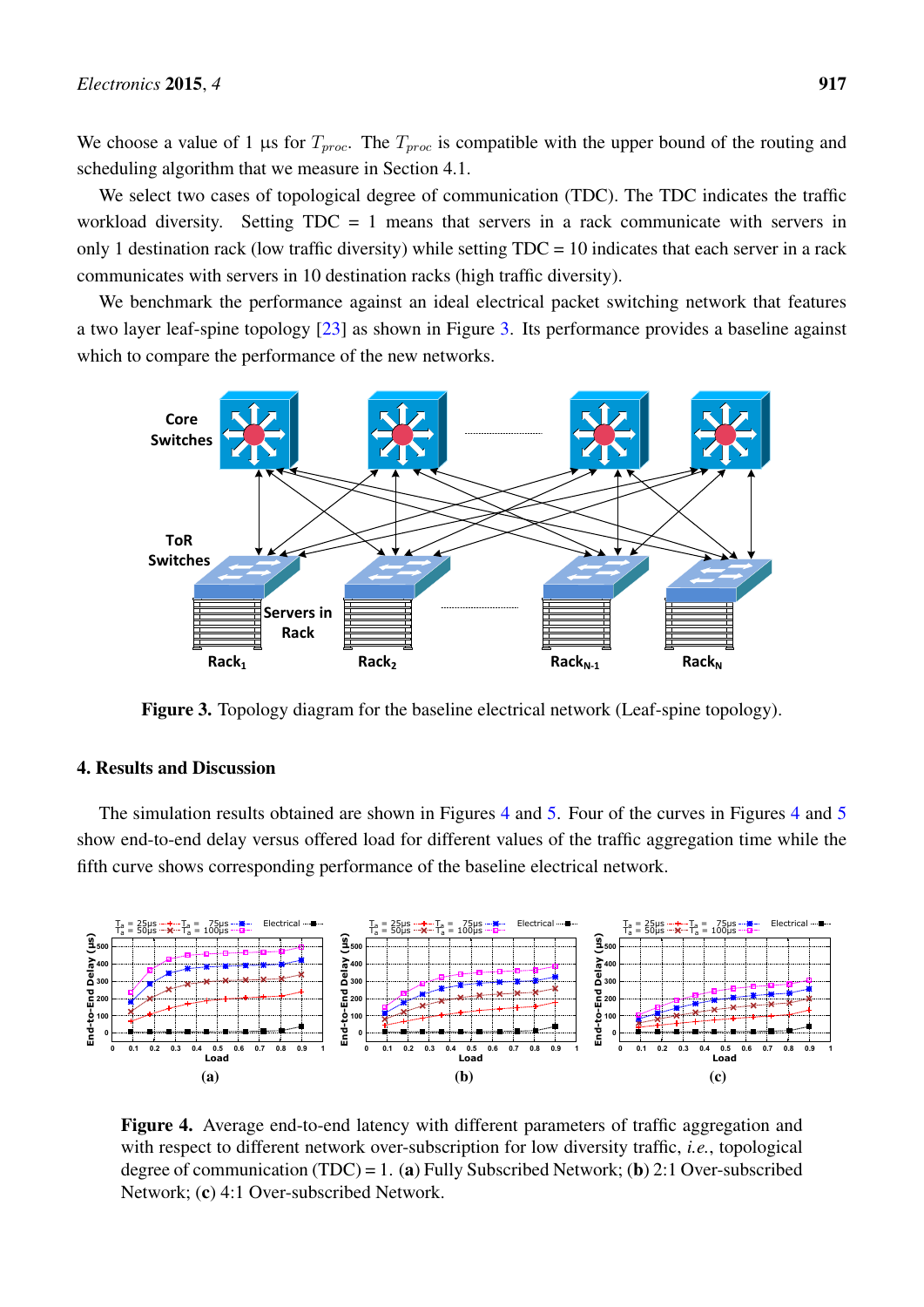We choose a value of 1 µs for $T_{proc}$. The $T_{proc}$ is compatible with the upper bound of the routing and scheduling algorithm that we measure in Section 4.1.

We select two cases of topological degree of communication (TDC). The TDC indicates the traffic workload diversity. Setting TDC = 1 means that servers in a rack communicate with servers in only 1 destination rack (low traffic diversity) while setting TDC = 10 indicates that each server in a rack communicates with servers in 10 destination racks (high traffic diversity).

We benchmark the performance against an ideal electrical packet switching network that features a two layer leaf-spine topology [23] as shown in Figure 3. Its performance provides a baseline against which to compare the performance of the new networks.

**Figure 3.** Topology diagram for the baseline electrical network (Leaf-spine topology).

## 4. Results and Discussion

The simulation results obtained are shown in Figures 4 and 5. Four of the curves in Figures 4 and 5 show end-to-end delay versus offered load for different values of the traffic aggregation time while the fifth curve shows corresponding performance of the baseline electrical network.

**Figure 4.** Average end-to-end latency with different parameters of traffic aggregation and with respect to different network over-subscription for low diversity traffic, *i.e.*, topological degree of communication (TDC) = 1. (**a**) Fully Subscribed Network; (**b**) 2:1 Over-subscribed Network; (**c**) 4:1 Over-subscribed Network.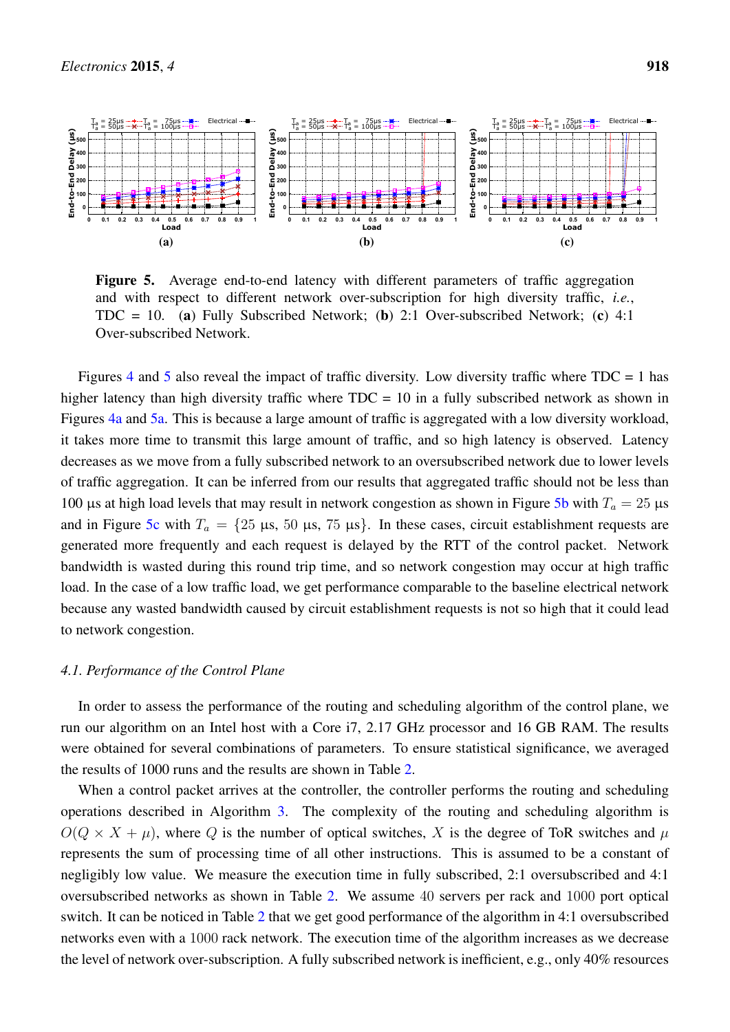Figure 5. Average end-to-end latency with different parameters of traffic aggregation and with respect to different network over-subscription for high diversity traffic, *i.e.*, TDC = 10. (**a**) Fully Subscribed Network; (**b**) 2:1 Over-subscribed Network; (**c**) 4:1 Over-subscribed Network.

Figures 4 and 5 also reveal the impact of traffic diversity. Low diversity traffic where TDC = 1 has higher latency than high diversity traffic where TDC = 10 in a fully subscribed network as shown in Figures 4a and 5a. This is because a large amount of traffic is aggregated with a low diversity workload, it takes more time to transmit this large amount of traffic, and so high latency is observed. Latency decreases as we move from a fully subscribed network to an oversubscribed network due to lower levels of traffic aggregation. It can be inferred from our results that aggregated traffic should not be less than 100 µs at high load levels that may result in network congestion as shown in Figure 5b with $T_a = 25$ µs and in Figure 5c with $T_a = \{25$ µs, $50$ µs, $75$ µs$\}$. In these cases, circuit establishment requests are generated more frequently and each request is delayed by the RTT of the control packet. Network bandwidth is wasted during this round trip time, and so network congestion may occur at high traffic load. In the case of a low traffic load, we get performance comparable to the baseline electrical network because any wasted bandwidth caused by circuit establishment requests is not so high that it could lead to network congestion.

### 4.1. Performance of the Control Plane

In order to assess the performance of the routing and scheduling algorithm of the control plane, we run our algorithm on an Intel host with a Core i7, 2.17 GHz processor and 16 GB RAM. The results were obtained for several combinations of parameters. To ensure statistical significance, we averaged the results of 1000 runs and the results are shown in Table 2.

When a control packet arrives at the controller, the controller performs the routing and scheduling operations described in Algorithm 3. The complexity of the routing and scheduling algorithm is $O(Q \times X + \mu)$, where $Q$ is the number of optical switches, $X$ is the degree of ToR switches and $\mu$ represents the sum of processing time of all other instructions. This is assumed to be a constant of negligibly low value. We measure the execution time in fully subscribed, 2:1 oversubscribed and 4:1 oversubscribed networks as shown in Table 2. We assume $40$ servers per rack and $1000$ port optical switch. It can be noticed in Table 2 that we get good performance of the algorithm in 4:1 oversubscribed networks even with a $1000$ rack network. The execution time of the algorithm increases as we decrease the level of network over-subscription. A fully subscribed network is inefficient, e.g., only 40% resources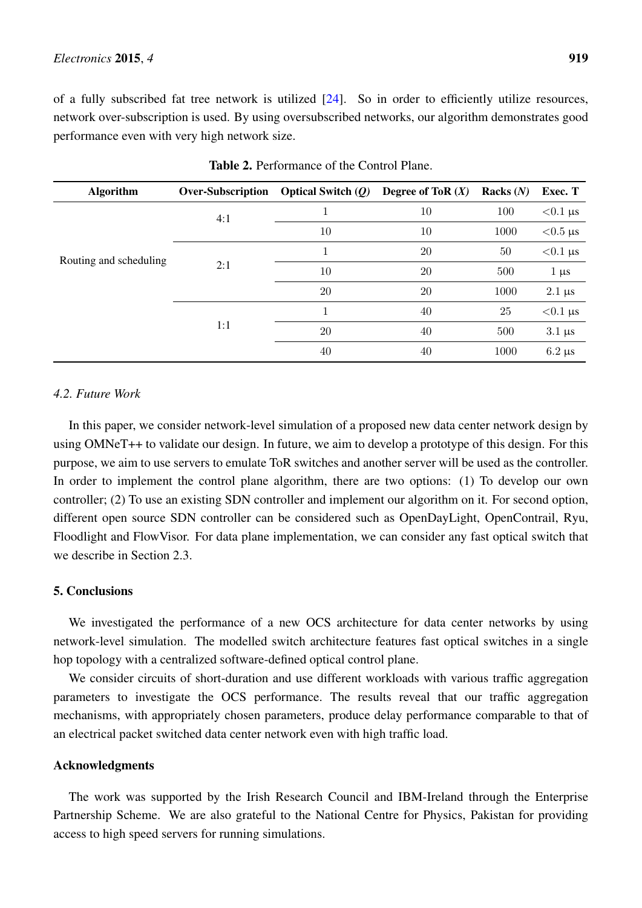of a fully subscribed fat tree network is utilized [24]. So in order to efficiently utilize resources, network over-subscription is used. By using oversubscribed networks, our algorithm demonstrates good performance even with very high network size.

**Table 2.** Performance of the Control Plane.

| Algorithm | Over-Subscription | Optical Switch ($Q$) | Degree of ToR ($X$) | Racks ($N$) | Exec. T |
|---|---|---|---|---|---|
| Routing and scheduling | 4:1 | 1 | 10 | 100 | <0.1 µs |
| | | 10 | 10 | 1000 | <0.5 µs |
| | 2:1 | 1 | 20 | 50 | <0.1 µs |
| | | 10 | 20 | 500 | 1 µs |
| | | 20 | 20 | 1000 | 2.1 µs |
| | 1:1 | 1 | 40 | 25 | <0.1 µs |
| | | 20 | 40 | 500 | 3.1 µs |
| | | 40 | 40 | 1000 | 6.2 µs |

### *4.2. Future Work*

In this paper, we consider network-level simulation of a proposed new data center network design by using OMNeT++ to validate our design. In future, we aim to develop a prototype of this design. For this purpose, we aim to use servers to emulate ToR switches and another server will be used as the controller. In order to implement the control plane algorithm, there are two options: (1) To develop our own controller; (2) To use an existing SDN controller and implement our algorithm on it. For second option, different open source SDN controller can be considered such as OpenDayLight, OpenContrail, Ryu, Floodlight and FlowVisor. For data plane implementation, we can consider any fast optical switch that we describe in Section 2.3.

## 5. Conclusions

We investigated the performance of a new OCS architecture for data center networks by using network-level simulation. The modelled switch architecture features fast optical switches in a single hop topology with a centralized software-defined optical control plane.

We consider circuits of short-duration and use different workloads with various traffic aggregation parameters to investigate the OCS performance. The results reveal that our traffic aggregation mechanisms, with appropriately chosen parameters, produce delay performance comparable to that of an electrical packet switched data center network even with high traffic load.

## Acknowledgments

The work was supported by the Irish Research Council and IBM-Ireland through the Enterprise Partnership Scheme. We are also grateful to the National Centre for Physics, Pakistan for providing access to high speed servers for running simulations.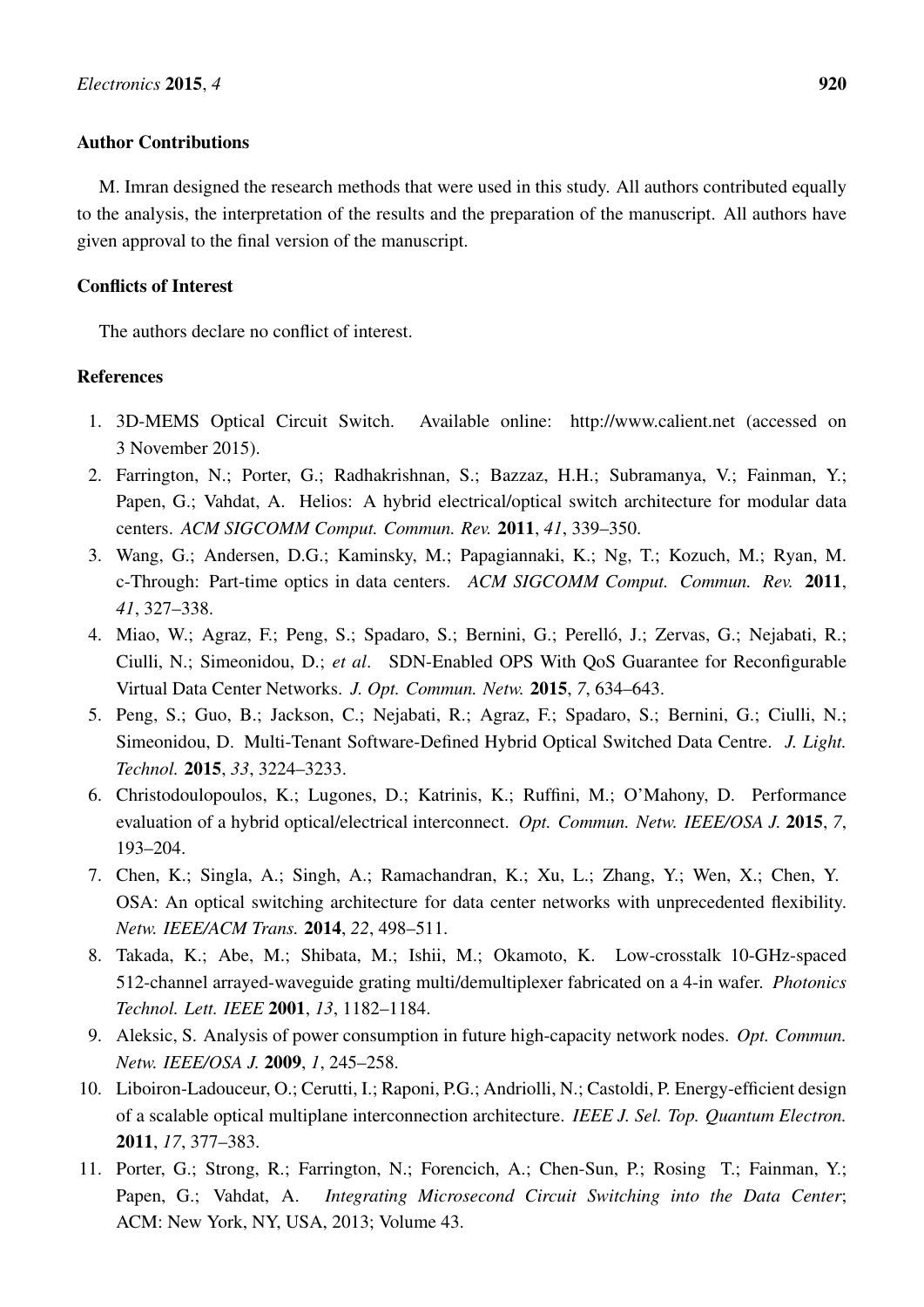## Author Contributions

M. Imran designed the research methods that were used in this study. All authors contributed equally to the analysis, the interpretation of the results and the preparation of the manuscript. All authors have given approval to the final version of the manuscript.

## Conflicts of Interest

The authors declare no conflict of interest.

## References

1. 3D-MEMS Optical Circuit Switch. Available online: http://www.calient.net (accessed on 3 November 2015).
2. Farrington, N.; Porter, G.; Radhakrishnan, S.; Bazzaz, H.H.; Subramanya, V.; Fainman, Y.; Papen, G.; Vahdat, A. Helios: A hybrid electrical/optical switch architecture for modular data centers. *ACM SIGCOMM Comput. Commun. Rev.* **2011**, *41*, 339–350.
3. Wang, G.; Andersen, D.G.; Kaminsky, M.; Papagiannaki, K.; Ng, T.; Kozuch, M.; Ryan, M. c-Through: Part-time optics in data centers. *ACM SIGCOMM Comput. Commun. Rev.* **2011**, *41*, 327–338.
4. Miao, W.; Agraz, F.; Peng, S.; Spadaro, S.; Bernini, G.; Perelló, J.; Zervas, G.; Nejabati, R.; Ciulli, N.; Simeonidou, D.; *et al*. SDN-Enabled OPS With QoS Guarantee for Reconfigurable Virtual Data Center Networks. *J. Opt. Commun. Netw.* **2015**, *7*, 634–643.
5. Peng, S.; Guo, B.; Jackson, C.; Nejabati, R.; Agraz, F.; Spadaro, S.; Bernini, G.; Ciulli, N.; Simeonidou, D. Multi-Tenant Software-Defined Hybrid Optical Switched Data Centre. *J. Light. Technol.* **2015**, *33*, 3224–3233.
6. Christodoulopoulos, K.; Lugones, D.; Katrinis, K.; Ruffini, M.; O'Mahony, D. Performance evaluation of a hybrid optical/electrical interconnect. *Opt. Commun. Netw. IEEE/OSA J.* **2015**, *7*, 193–204.
7. Chen, K.; Singla, A.; Singh, A.; Ramachandran, K.; Xu, L.; Zhang, Y.; Wen, X.; Chen, Y. OSA: An optical switching architecture for data center networks with unprecedented flexibility. *Netw. IEEE/ACM Trans.* **2014**, *22*, 498–511.
8. Takada, K.; Abe, M.; Shibata, M.; Ishii, M.; Okamoto, K. Low-crosstalk 10-GHz-spaced 512-channel arrayed-waveguide grating multi/demultiplexer fabricated on a 4-in wafer. *Photonics Technol. Lett. IEEE* **2001**, *13*, 1182–1184.
9. Aleksic, S. Analysis of power consumption in future high-capacity network nodes. *Opt. Commun. Netw. IEEE/OSA J.* **2009**, *1*, 245–258.
10. Liboiron-Ladouceur, O.; Cerutti, I.; Raponi, P.G.; Andriolli, N.; Castoldi, P. Energy-efficient design of a scalable optical multiplane interconnection architecture. *IEEE J. Sel. Top. Quantum Electron.* **2011**, *17*, 377–383.
11. Porter, G.; Strong, R.; Farrington, N.; Forencich, A.; Chen-Sun, P.; Rosing T.; Fainman, Y.; Papen, G.; Vahdat, A. *Integrating Microsecond Circuit Switching into the Data Center*; ACM: New York, NY, USA, 2013; Volume 43.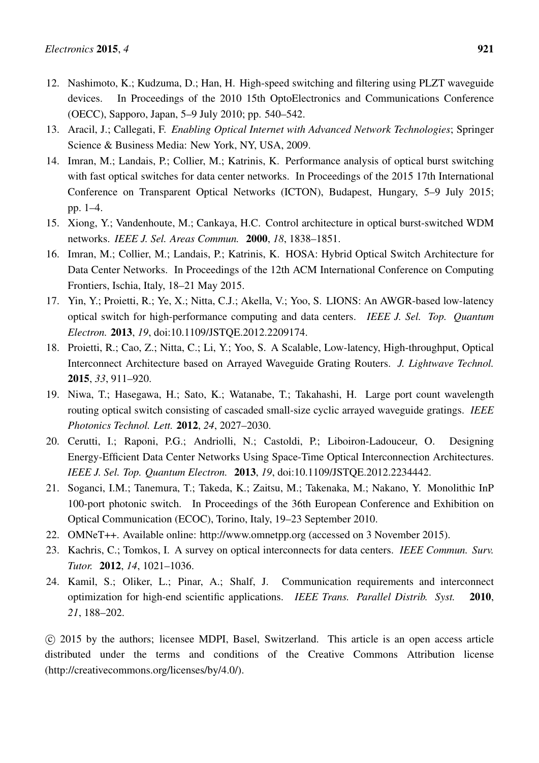12. Nashimoto, K.; Kudzuma, D.; Han, H. High-speed switching and filtering using PLZT waveguide devices. In Proceedings of the 2010 15th OptoElectronics and Communications Conference (OECC), Sapporo, Japan, 5–9 July 2010; pp. 540–542.
13. Aracil, J.; Callegati, F. *Enabling Optical Internet with Advanced Network Technologies*; Springer Science & Business Media: New York, NY, USA, 2009.
14. Imran, M.; Landais, P.; Collier, M.; Katrinis, K. Performance analysis of optical burst switching with fast optical switches for data center networks. In Proceedings of the 2015 17th International Conference on Transparent Optical Networks (ICTON), Budapest, Hungary, 5–9 July 2015; pp. 1–4.
15. Xiong, Y.; Vandenhoute, M.; Cankaya, H.C. Control architecture in optical burst-switched WDM networks. *IEEE J. Sel. Areas Commun.* **2000**, *18*, 1838–1851.
16. Imran, M.; Collier, M.; Landais, P.; Katrinis, K. HOSA: Hybrid Optical Switch Architecture for Data Center Networks. In Proceedings of the 12th ACM International Conference on Computing Frontiers, Ischia, Italy, 18–21 May 2015.
17. Yin, Y.; Proietti, R.; Ye, X.; Nitta, C.J.; Akella, V.; Yoo, S. LIONS: An AWGR-based low-latency optical switch for high-performance computing and data centers. *IEEE J. Sel. Top. Quantum Electron.* **2013**, *19*, doi:10.1109/JSTQE.2012.2209174.
18. Proietti, R.; Cao, Z.; Nitta, C.; Li, Y.; Yoo, S. A Scalable, Low-latency, High-throughput, Optical Interconnect Architecture based on Arrayed Waveguide Grating Routers. *J. Lightwave Technol.* **2015**, *33*, 911–920.
19. Niwa, T.; Hasegawa, H.; Sato, K.; Watanabe, T.; Takahashi, H. Large port count wavelength routing optical switch consisting of cascaded small-size cyclic arrayed waveguide gratings. *IEEE Photonics Technol. Lett.* **2012**, *24*, 2027–2030.
20. Cerutti, I.; Raponi, P.G.; Andriolli, N.; Castoldi, P.; Liboiron-Ladouceur, O. Designing Energy-Efficient Data Center Networks Using Space-Time Optical Interconnection Architectures. *IEEE J. Sel. Top. Quantum Electron.* **2013**, *19*, doi:10.1109/JSTQE.2012.2234442.
21. Soganci, I.M.; Tanemura, T.; Takeda, K.; Zaitsu, M.; Takenaka, M.; Nakano, Y. Monolithic InP 100-port photonic switch. In Proceedings of the 36th European Conference and Exhibition on Optical Communication (ECOC), Torino, Italy, 19–23 September 2010.
22. OMNeT++. Available online: http://www.omnetpp.org (accessed on 3 November 2015).
23. Kachris, C.; Tomkos, I. A survey on optical interconnects for data centers. *IEEE Commun. Surv. Tutor.* **2012**, *14*, 1021–1036.
24. Kamil, S.; Oliker, L.; Pinar, A.; Shalf, J. Communication requirements and interconnect optimization for high-end scientific applications. *IEEE Trans. Parallel Distrib. Syst.* **2010**, *21*, 188–202.

© 2015 by the authors; licensee MDPI, Basel, Switzerland. This article is an open access article distributed under the terms and conditions of the Creative Commons Attribution license (http://creativecommons.org/licenses/by/4.0/).